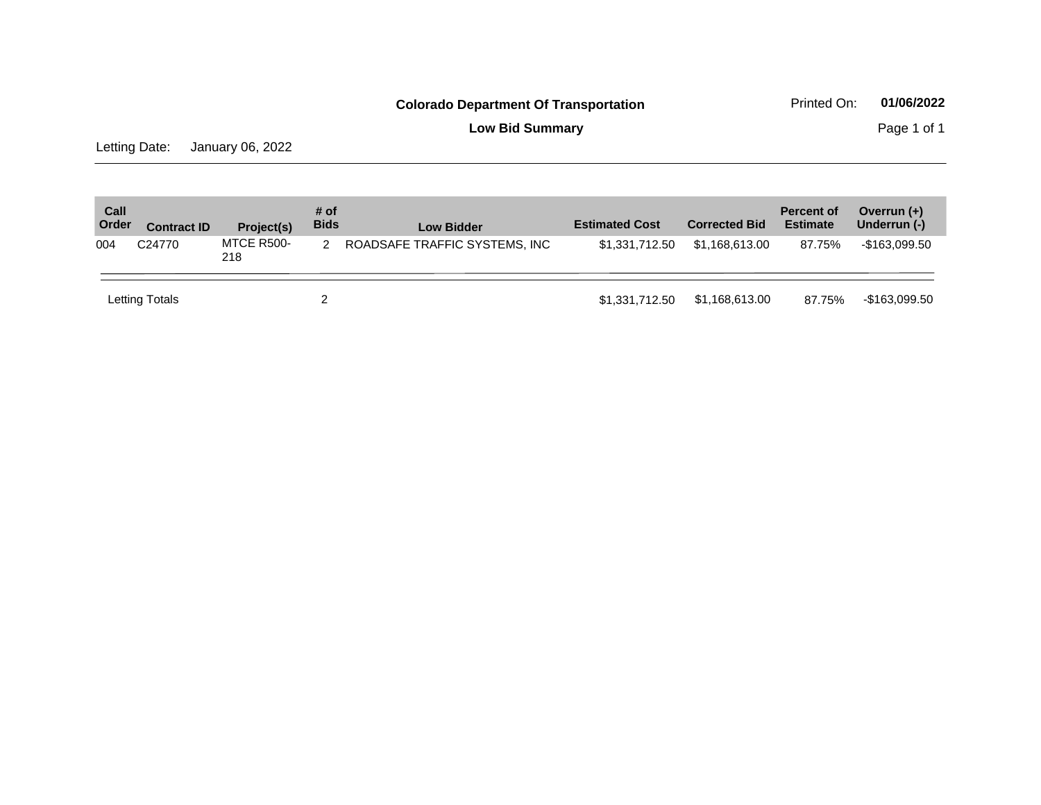# Colorado Department Of Transportation

Printed On: **01/06/2022**

## Low Bid Summary

Letting Date: January 06, 2022

| Call Order | Contract ID | Project(s) | # of Bids | Low Bidder | Estimated Cost | Corrected Bid | Percent of Estimate | Overrun (+) Underrun (-) |
|---|---|---|---|---|---|---|---|---|
| 004 | C24770 | MTCE R500-218 | 2 | ROADSAFE TRAFFIC SYSTEMS, INC | $1,331,712.50 | $1,168,613.00 | 87.75% | -$163,099.50 |
| Letting Totals | | | 2 | | $1,331,712.50 | $1,168,613.00 | 87.75% | -$163,099.50 |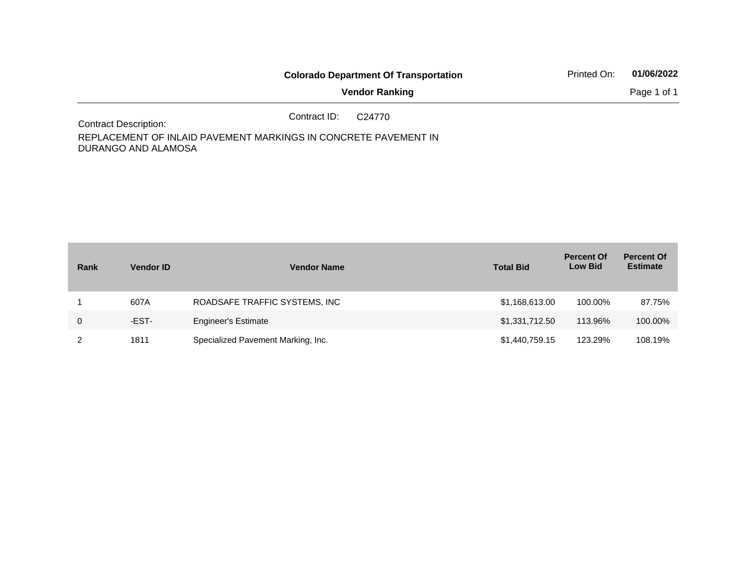**Colorado Department Of Transportation**

Printed On: **01/06/2022**

**Vendor Ranking**

Contract ID: C24770

Contract Description:

REPLACEMENT OF INLAID PAVEMENT MARKINGS IN CONCRETE PAVEMENT IN DURANGO AND ALAMOSA

| Rank | Vendor ID | Vendor Name | Total Bid | Percent Of Low Bid | Percent Of Estimate |
|---|---|---|---|---|---|
| 1 | 607A | ROADSAFE TRAFFIC SYSTEMS, INC | $1,168,613.00 | 100.00% | 87.75% |
| 0 | -EST- | Engineer's Estimate | $1,331,712.50 | 113.96% | 100.00% |
| 2 | 1811 | Specialized Pavement Marking, Inc. | $1,440,759.15 | 123.29% | 108.19% |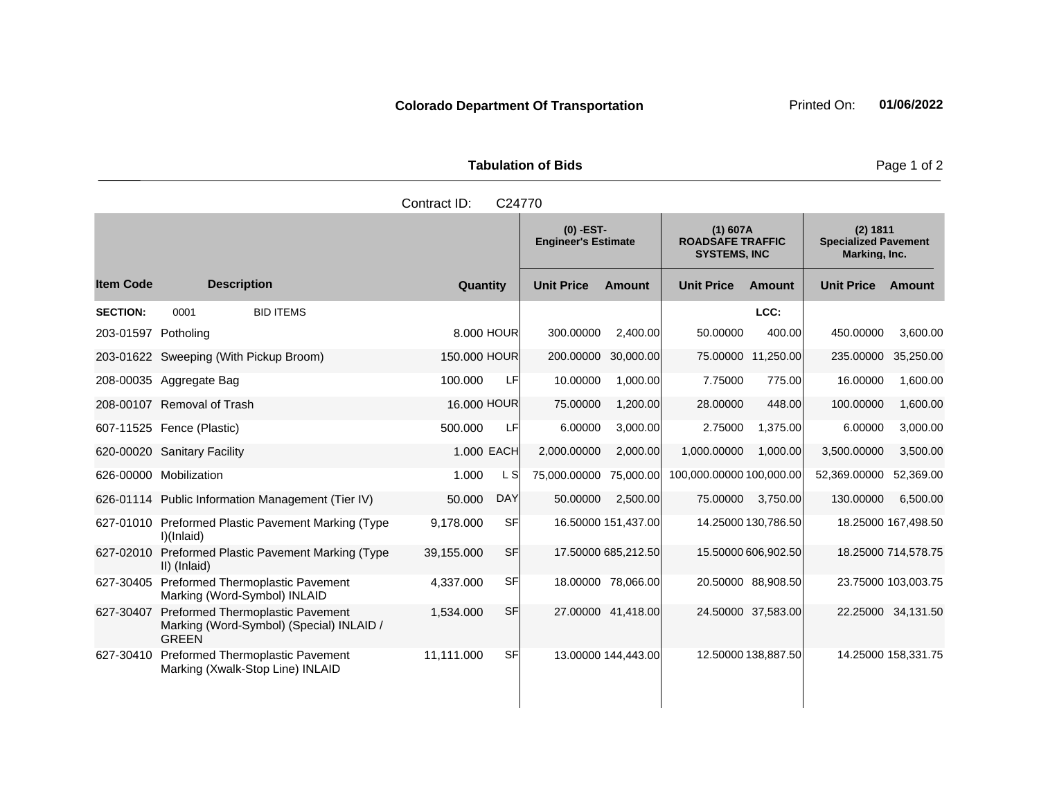**Colorado Department Of Transportation** Printed On: **01/06/2022**

**Tabulation of Bids**

Contract ID: C24770

| Item Code | Description | Quantity | | (0) -EST- Engineer's Estimate | | (1) 607A ROADSAFE TRAFFIC SYSTEMS, INC | | (2) 1811 Specialized Pavement Marking, Inc. | |
|---|---|---|---|---|---|---|---|---|---|
| | | | | Unit Price | Amount | Unit Price | Amount | Unit Price | Amount |
| **SECTION:** | 0001 BID ITEMS | | | | | | LCC: | | |
| 203-01597 | Potholing | 8.000 | HOUR | 300.00000 | 2,400.00 | 50.00000 | 400.00 | 450.00000 | 3,600.00 |
| 203-01622 | Sweeping (With Pickup Broom) | 150.000 | HOUR | 200.00000 | 30,000.00 | 75.00000 | 11,250.00 | 235.00000 | 35,250.00 |
| 208-00035 | Aggregate Bag | 100.000 | LF | 10.00000 | 1,000.00 | 7.75000 | 775.00 | 16.00000 | 1,600.00 |
| 208-00107 | Removal of Trash | 16.000 | HOUR | 75.00000 | 1,200.00 | 28.00000 | 448.00 | 100.00000 | 1,600.00 |
| 607-11525 | Fence (Plastic) | 500.000 | LF | 6.00000 | 3,000.00 | 2.75000 | 1,375.00 | 6.00000 | 3,000.00 |
| 620-00020 | Sanitary Facility | 1.000 | EACH | 2,000.00000 | 2,000.00 | 1,000.00000 | 1,000.00 | 3,500.00000 | 3,500.00 |
| 626-00000 | Mobilization | 1.000 | L S | 75,000.00000 | 75,000.00 | 100,000.00000 | 100,000.00 | 52,369.00000 | 52,369.00 |
| 626-01114 | Public Information Management (Tier IV) | 50.000 | DAY | 50.00000 | 2,500.00 | 75.00000 | 3,750.00 | 130.00000 | 6,500.00 |
| 627-01010 | Preformed Plastic Pavement Marking (Type I)(Inlaid) | 9,178.000 | SF | 16.50000 | 151,437.00 | 14.25000 | 130,786.50 | 18.25000 | 167,498.50 |
| 627-02010 | Preformed Plastic Pavement Marking (Type II) (Inlaid) | 39,155.000 | SF | 17.50000 | 685,212.50 | 15.50000 | 606,902.50 | 18.25000 | 714,578.75 |
| 627-30405 | Preformed Thermoplastic Pavement Marking (Word-Symbol) INLAID | 4,337.000 | SF | 18.00000 | 78,066.00 | 20.50000 | 88,908.50 | 23.75000 | 103,003.75 |
| 627-30407 | Preformed Thermoplastic Pavement Marking (Word-Symbol) (Special) INLAID / GREEN | 1,534.000 | SF | 27.00000 | 41,418.00 | 24.50000 | 37,583.00 | 22.25000 | 34,131.50 |
| 627-30410 | Preformed Thermoplastic Pavement Marking (Xwalk-Stop Line) INLAID | 11,111.000 | SF | 13.00000 | 144,443.00 | 12.50000 | 138,887.50 | 14.25000 | 158,331.75 |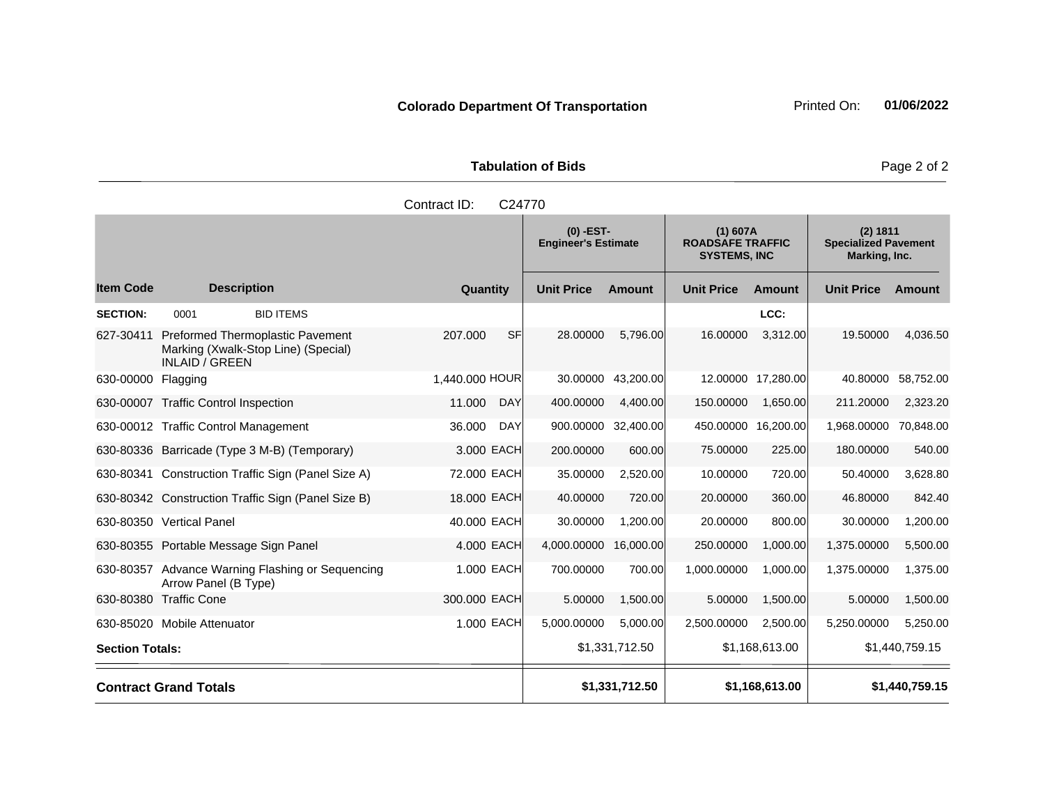**Colorado Department Of Transportation** Printed On: **01/06/2022**

**Tabulation of Bids**

Contract ID: C24770

| | | | | (0) -EST- Engineer's Estimate | | (1) 607A ROADSAFE TRAFFIC SYSTEMS, INC | | (2) 1811 Specialized Pavement Marking, Inc. | |
|---|---|---|---|---|---|---|---|---|---|
| **Item Code** | **Description** | **Quantity** | | **Unit Price** | **Amount** | **Unit Price** | **Amount** | **Unit Price** | **Amount** |
| **SECTION:** | 0001 BID ITEMS | | | | | | LCC: | | |
| 627-30411 | Preformed Thermoplastic Pavement Marking (Xwalk-Stop Line) (Special) INLAID / GREEN | 207.000 | SF | 28.00000 | 5,796.00 | 16.00000 | 3,312.00 | 19.50000 | 4,036.50 |
| 630-00000 | Flagging | 1,440.000 | HOUR | 30.00000 | 43,200.00 | 12.00000 | 17,280.00 | 40.80000 | 58,752.00 |
| 630-00007 | Traffic Control Inspection | 11.000 | DAY | 400.00000 | 4,400.00 | 150.00000 | 1,650.00 | 211.20000 | 2,323.20 |
| 630-00012 | Traffic Control Management | 36.000 | DAY | 900.00000 | 32,400.00 | 450.00000 | 16,200.00 | 1,968.00000 | 70,848.00 |
| 630-80336 | Barricade (Type 3 M-B) (Temporary) | 3.000 | EACH | 200.00000 | 600.00 | 75.00000 | 225.00 | 180.00000 | 540.00 |
| 630-80341 | Construction Traffic Sign (Panel Size A) | 72.000 | EACH | 35.00000 | 2,520.00 | 10.00000 | 720.00 | 50.40000 | 3,628.80 |
| 630-80342 | Construction Traffic Sign (Panel Size B) | 18.000 | EACH | 40.00000 | 720.00 | 20.00000 | 360.00 | 46.80000 | 842.40 |
| 630-80350 | Vertical Panel | 40.000 | EACH | 30.00000 | 1,200.00 | 20.00000 | 800.00 | 30.00000 | 1,200.00 |
| 630-80355 | Portable Message Sign Panel | 4.000 | EACH | 4,000.00000 | 16,000.00 | 250.00000 | 1,000.00 | 1,375.00000 | 5,500.00 |
| 630-80357 | Advance Warning Flashing or Sequencing Arrow Panel (B Type) | 1.000 | EACH | 700.00000 | 700.00 | 1,000.00000 | 1,000.00 | 1,375.00000 | 1,375.00 |
| 630-80380 | Traffic Cone | 300.000 | EACH | 5.00000 | 1,500.00 | 5.00000 | 1,500.00 | 5.00000 | 1,500.00 |
| 630-85020 | Mobile Attenuator | 1.000 | EACH | 5,000.00000 | 5,000.00 | 2,500.00000 | 2,500.00 | 5,250.00000 | 5,250.00 |
| **Section Totals:** | | | | | $1,331,712.50 | | $1,168,613.00 | | $1,440,759.15 |
| **Contract Grand Totals** | | | | | **$1,331,712.50** | | **$1,168,613.00** | | **$1,440,759.15** |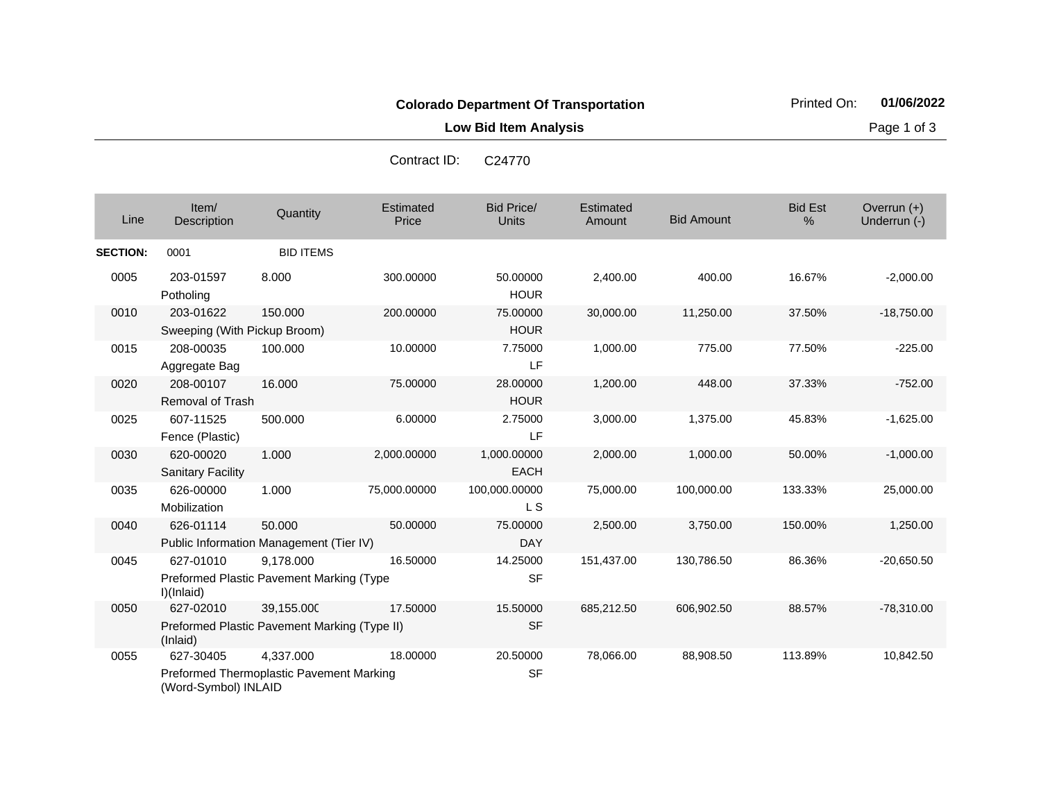**Colorado Department Of Transportation**

**Low Bid Item Analysis**

Printed On: **01/06/2022**

Contract ID: C24770

| Line | Item/ Description | Quantity | Estimated Price | Bid Price/ Units | Estimated Amount | Bid Amount | Bid Est % | Overrun (+) Underrun (-) |
|---|---|---|---|---|---|---|---|---|
| **SECTION:** | 0001 | BID ITEMS | | | | | | |
| 0005 | 203-01597 Potholing | 8.000 | 300.00000 | 50.00000 HOUR | 2,400.00 | 400.00 | 16.67% | -2,000.00 |
| 0010 | 203-01622 Sweeping (With Pickup Broom) | 150.000 | 200.00000 | 75.00000 HOUR | 30,000.00 | 11,250.00 | 37.50% | -18,750.00 |
| 0015 | 208-00035 Aggregate Bag | 100.000 | 10.00000 | 7.75000 LF | 1,000.00 | 775.00 | 77.50% | -225.00 |
| 0020 | 208-00107 Removal of Trash | 16.000 | 75.00000 | 28.00000 HOUR | 1,200.00 | 448.00 | 37.33% | -752.00 |
| 0025 | 607-11525 Fence (Plastic) | 500.000 | 6.00000 | 2.75000 LF | 3,000.00 | 1,375.00 | 45.83% | -1,625.00 |
| 0030 | 620-00020 Sanitary Facility | 1.000 | 2,000.00000 | 1,000.00000 EACH | 2,000.00 | 1,000.00 | 50.00% | -1,000.00 |
| 0035 | 626-00000 Mobilization | 1.000 | 75,000.00000 | 100,000.00000 L S | 75,000.00 | 100,000.00 | 133.33% | 25,000.00 |
| 0040 | 626-01114 Public Information Management (Tier IV) | 50.000 | 50.00000 | 75.00000 DAY | 2,500.00 | 3,750.00 | 150.00% | 1,250.00 |
| 0045 | 627-01010 Preformed Plastic Pavement Marking (Type I)(Inlaid) | 9,178.000 | 16.50000 | 14.25000 SF | 151,437.00 | 130,786.50 | 86.36% | -20,650.50 |
| 0050 | 627-02010 Preformed Plastic Pavement Marking (Type II) (Inlaid) | 39,155.000 | 17.50000 | 15.50000 SF | 685,212.50 | 606,902.50 | 88.57% | -78,310.00 |
| 0055 | 627-30405 Preformed Thermoplastic Pavement Marking (Word-Symbol) INLAID | 4,337.000 | 18.00000 | 20.50000 SF | 78,066.00 | 88,908.50 | 113.89% | 10,842.50 |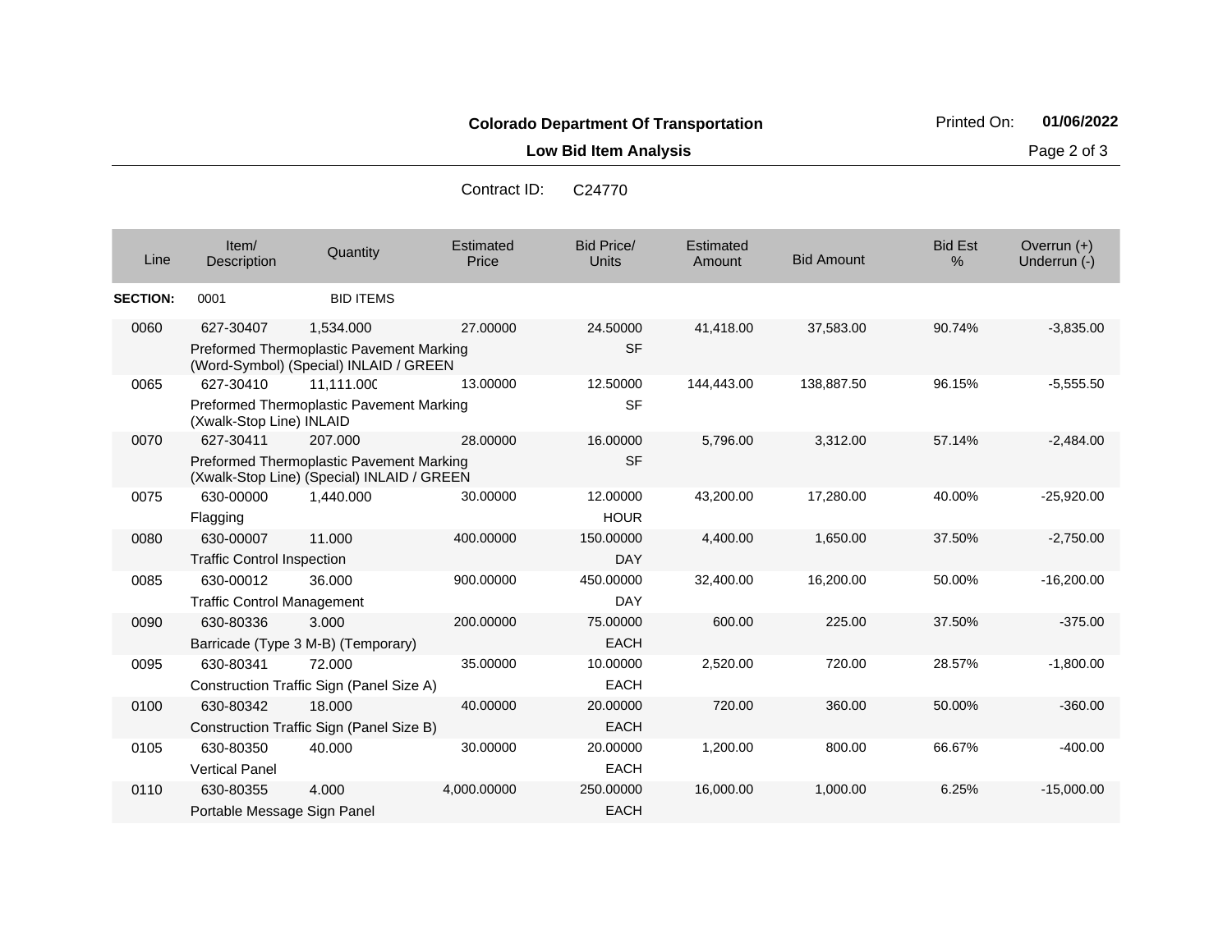**Colorado Department Of Transportation**

**Low Bid Item Analysis**

Printed On: **01/06/2022**

Contract ID: C24770

| Line | Item/ Description | Quantity | Estimated Price | Bid Price/ Units | Estimated Amount | Bid Amount | Bid Est % | Overrun (+) Underrun (-) |
|---|---|---|---|---|---|---|---|---|
| **SECTION:** | 0001 | BID ITEMS | | | | | | |
| 0060 | 627-30407 Preformed Thermoplastic Pavement Marking (Word-Symbol) (Special) INLAID / GREEN | 1,534.000 | 27.00000 | 24.50000 SF | 41,418.00 | 37,583.00 | 90.74% | -3,835.00 |
| 0065 | 627-30410 Preformed Thermoplastic Pavement Marking (Xwalk-Stop Line) INLAID | 11,111.000 | 13.00000 | 12.50000 SF | 144,443.00 | 138,887.50 | 96.15% | -5,555.50 |
| 0070 | 627-30411 Preformed Thermoplastic Pavement Marking (Xwalk-Stop Line) (Special) INLAID / GREEN | 207.000 | 28.00000 | 16.00000 SF | 5,796.00 | 3,312.00 | 57.14% | -2,484.00 |
| 0075 | 630-00000 Flagging | 1,440.000 | 30.00000 | 12.00000 HOUR | 43,200.00 | 17,280.00 | 40.00% | -25,920.00 |
| 0080 | 630-00007 Traffic Control Inspection | 11.000 | 400.00000 | 150.00000 DAY | 4,400.00 | 1,650.00 | 37.50% | -2,750.00 |
| 0085 | 630-00012 Traffic Control Management | 36.000 | 900.00000 | 450.00000 DAY | 32,400.00 | 16,200.00 | 50.00% | -16,200.00 |
| 0090 | 630-80336 Barricade (Type 3 M-B) (Temporary) | 3.000 | 200.00000 | 75.00000 EACH | 600.00 | 225.00 | 37.50% | -375.00 |
| 0095 | 630-80341 Construction Traffic Sign (Panel Size A) | 72.000 | 35.00000 | 10.00000 EACH | 2,520.00 | 720.00 | 28.57% | -1,800.00 |
| 0100 | 630-80342 Construction Traffic Sign (Panel Size B) | 18.000 | 40.00000 | 20.00000 EACH | 720.00 | 360.00 | 50.00% | -360.00 |
| 0105 | 630-80350 Vertical Panel | 40.000 | 30.00000 | 20.00000 EACH | 1,200.00 | 800.00 | 66.67% | -400.00 |
| 0110 | 630-80355 Portable Message Sign Panel | 4.000 | 4,000.00000 | 250.00000 EACH | 16,000.00 | 1,000.00 | 6.25% | -15,000.00 |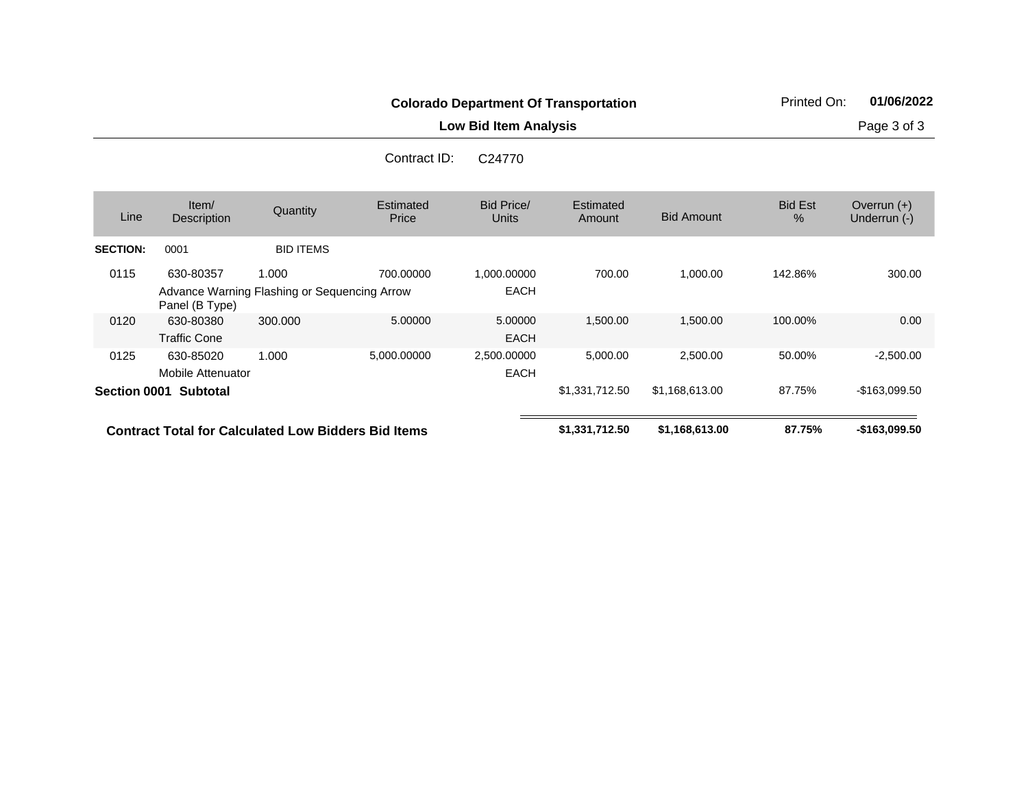**Colorado Department Of Transportation**

**Low Bid Item Analysis**

Printed On: **01/06/2022**

Contract ID: C24770

| Line | Item/ Description | Quantity | Estimated Price | Bid Price/ Units | Estimated Amount | Bid Amount | Bid Est % | Overrun (+) Underrun (-) |
|---|---|---|---|---|---|---|---|---|
| **SECTION:** | 0001 | BID ITEMS | | | | | | |
| 0115 | 630-80357 Advance Warning Flashing or Sequencing Arrow Panel (B Type) | 1.000 | 700.00000 | 1,000.00000 EACH | 700.00 | 1,000.00 | 142.86% | 300.00 |
| 0120 | 630-80380 Traffic Cone | 300.000 | 5.00000 | 5.00000 EACH | 1,500.00 | 1,500.00 | 100.00% | 0.00 |
| 0125 | 630-85020 Mobile Attenuator | 1.000 | 5,000.00000 | 2,500.00000 EACH | 5,000.00 | 2,500.00 | 50.00% | -2,500.00 |
| **Section 0001 Subtotal** | | | | | $1,331,712.50 | $1,168,613.00 | 87.75% | -$163,099.50 |
| **Contract Total for Calculated Low Bidders Bid Items** | | | | | **$1,331,712.50** | **$1,168,613.00** | **87.75%** | **-$163,099.50** |